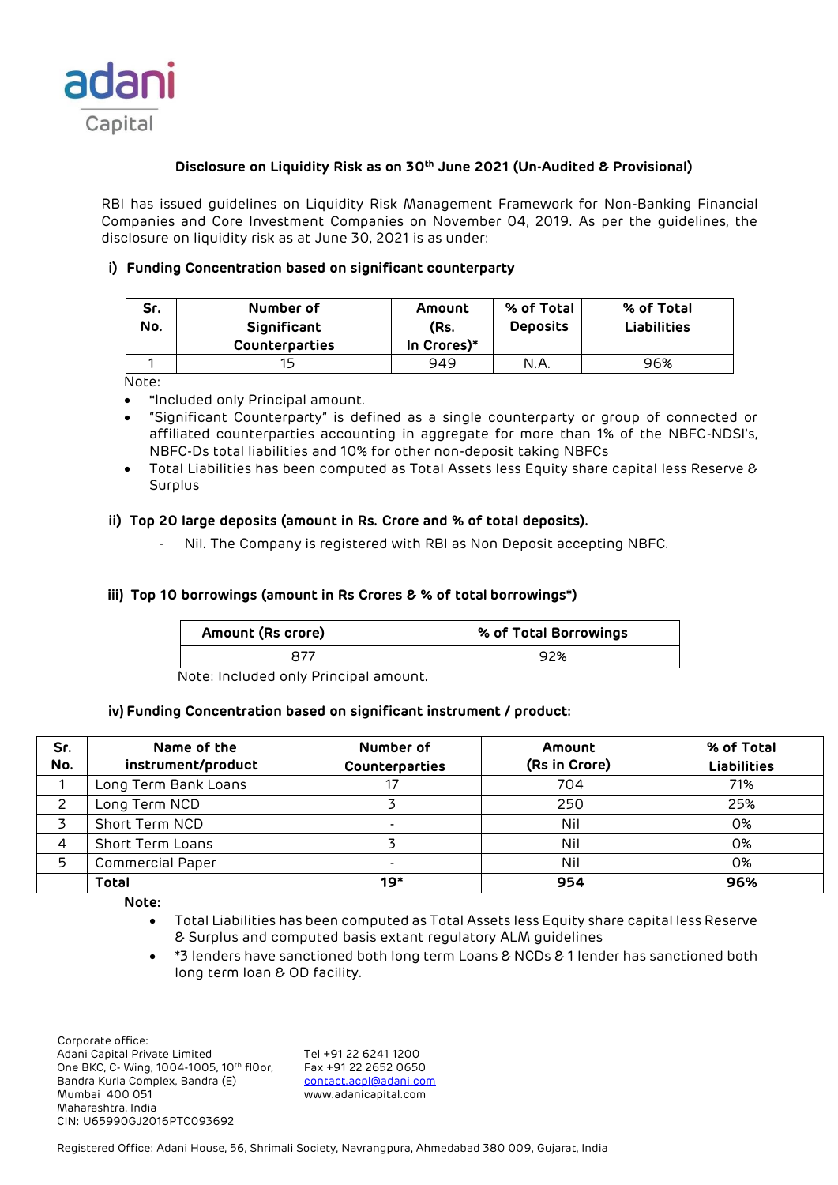**Disclosure on Liquidity Risk as on 30th June 2021 (Un-Audited & Provisional)**

RBI has issued guidelines on Liquidity Risk Management Framework for Non-Banking Financial Companies and Core Investment Companies on November 04, 2019. As per the guidelines, the disclosure on liquidity risk as at June 30, 2021 is as under:

**i) Funding Concentration based on significant counterparty**

| Sr. No. | Number of Significant Counterparties | Amount (Rs. In Crores)* | % of Total Deposits | % of Total Liabilities |
|---|---|---|---|---|
| 1 | 15 | 949 | N.A. | 96% |

Note:

- *Included only Principal amount.
- "Significant Counterparty" is defined as a single counterparty or group of connected or affiliated counterparties accounting in aggregate for more than 1% of the NBFC-NDSI's, NBFC-Ds total liabilities and 10% for other non-deposit taking NBFCs
- Total Liabilities has been computed as Total Assets less Equity share capital less Reserve & Surplus

**ii) Top 20 large deposits (amount in Rs. Crore and % of total deposits).**

- Nil. The Company is registered with RBI as Non Deposit accepting NBFC.

**iii) Top 10 borrowings (amount in Rs Crores & % of total borrowings*)**

| Amount (Rs crore) | % of Total Borrowings |
|---|---|
| 877 | 92% |

Note: Included only Principal amount.

**iv) Funding Concentration based on significant instrument / product:**

| Sr. No. | Name of the instrument/product | Number of Counterparties | Amount (Rs in Crore) | % of Total Liabilities |
|---|---|---|---|---|
| 1 | Long Term Bank Loans | 17 | 704 | 71% |
| 2 | Long Term NCD | 3 | 250 | 25% |
| 3 | Short Term NCD | - | Nil | 0% |
| 4 | Short Term Loans | 3 | Nil | 0% |
| 5 | Commercial Paper | - | Nil | 0% |
| | **Total** | **19*** | **954** | **96%** |

**Note:**

- Total Liabilities has been computed as Total Assets less Equity share capital less Reserve & Surplus and computed basis extant regulatory ALM guidelines
- *3 lenders have sanctioned both long term Loans & NCDs & 1 lender has sanctioned both long term loan & OD facility.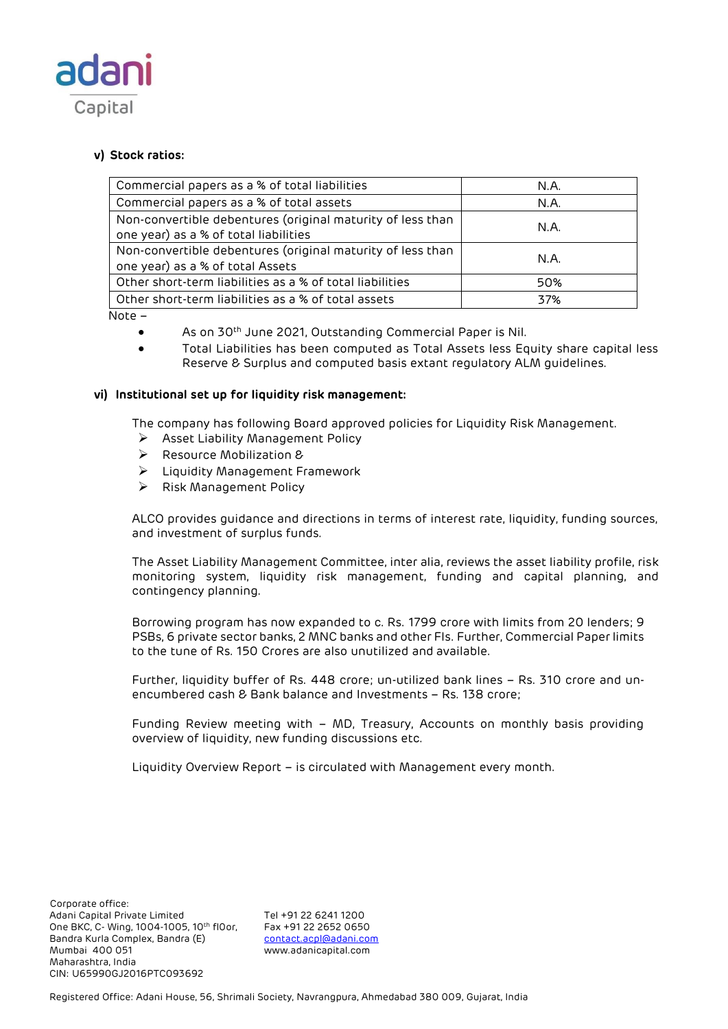### v) Stock ratios:

| | |
|---|---|
| Commercial papers as a % of total liabilities | N.A. |
| Commercial papers as a % of total assets | N.A. |
| Non-convertible debentures (original maturity of less than one year) as a % of total liabilities | N.A. |
| Non-convertible debentures (original maturity of less than one year) as a % of total Assets | N.A. |
| Other short-term liabilities as a % of total liabilities | 50% |
| Other short-term liabilities as a % of total assets | 37% |

Note –

- As on 30th June 2021, Outstanding Commercial Paper is Nil.
- Total Liabilities has been computed as Total Assets less Equity share capital less Reserve & Surplus and computed basis extant regulatory ALM guidelines.

### vi) Institutional set up for liquidity risk management:

The company has following Board approved policies for Liquidity Risk Management.

- Asset Liability Management Policy
- Resource Mobilization &
- Liquidity Management Framework
- Risk Management Policy

ALCO provides guidance and directions in terms of interest rate, liquidity, funding sources, and investment of surplus funds.

The Asset Liability Management Committee, inter alia, reviews the asset liability profile, risk monitoring system, liquidity risk management, funding and capital planning, and contingency planning.

Borrowing program has now expanded to c. Rs. 1799 crore with limits from 20 lenders; 9 PSBs, 6 private sector banks, 2 MNC banks and other FIs. Further, Commercial Paper limits to the tune of Rs. 150 Crores are also unutilized and available.

Further, liquidity buffer of Rs. 448 crore; un-utilized bank lines – Rs. 310 crore and un-encumbered cash & Bank balance and Investments – Rs. 138 crore;

Funding Review meeting with – MD, Treasury, Accounts on monthly basis providing overview of liquidity, new funding discussions etc.

Liquidity Overview Report – is circulated with Management every month.